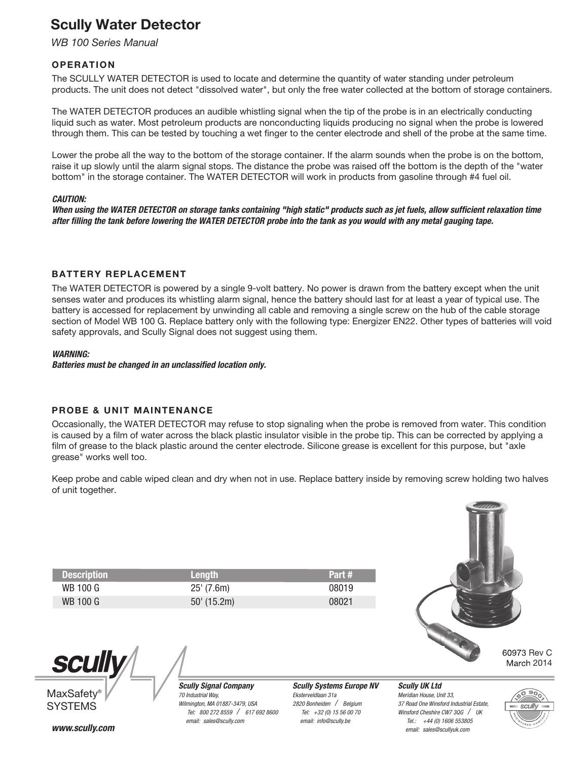# Scully Water Detector

*WB 100 Series Manual*

## OPERATION

The SCULLY WATER DETECTOR is used to locate and determine the quantity of water standing under petroleum products. The unit does not detect "dissolved water", but only the free water collected at the bottom of storage containers.

The WATER DETECTOR produces an audible whistling signal when the tip of the probe is in an electrically conducting liquid such as water. Most petroleum products are nonconducting liquids producing no signal when the probe is lowered through them. This can be tested by touching a wet finger to the center electrode and shell of the probe at the same time.

Lower the probe all the way to the bottom of the storage container. If the alarm sounds when the probe is on the bottom, raise it up slowly until the alarm signal stops. The distance the probe was raised off the bottom is the depth of the "water bottom" in the storage container. The WATER DETECTOR will work in products from gasoline through #4 fuel oil.

***CAUTION:***
***When using the WATER DETECTOR on storage tanks containing "high static" products such as jet fuels, allow sufficient relaxation time after filling the tank before lowering the WATER DETECTOR probe into the tank as you would with any metal gauging tape.***

## BATTERY REPLACEMENT

The WATER DETECTOR is powered by a single 9-volt battery. No power is drawn from the battery except when the unit senses water and produces its whistling alarm signal, hence the battery should last for at least a year of typical use. The battery is accessed for replacement by unwinding all cable and removing a single screw on the hub of the cable storage section of Model WB 100 G. Replace battery only with the following type: Energizer EN22. Other types of batteries will void safety approvals, and Scully Signal does not suggest using them.

***WARNING:***
***Batteries must be changed in an unclassified location only.***

## PROBE & UNIT MAINTENANCE

Occasionally, the WATER DETECTOR may refuse to stop signaling when the probe is removed from water. This condition is caused by a film of water across the black plastic insulator visible in the probe tip. This can be corrected by applying a film of grease to the black plastic around the center electrode. Silicone grease is excellent for this purpose, but "axle grease" works well too.

Keep probe and cable wiped clean and dry when not in use. Replace battery inside by removing screw holding two halves of unit together.

| Description | Length | Part # |
|---|---|---|
| WB 100 G | 25' (7.6m) | 08019 |
| WB 100 G | 50' (15.2m) | 08021 |

60973 Rev C
March 2014

scully
MaxSafety® SYSTEMS

www.scully.com

***Scully Signal Company***
*70 Industrial Way,*
*Wilmington, MA 01887-3479, USA*
*Tel: 800 272 8559 / 617 692 8600*
*email: sales@scully.com*

***Scully Systems Europe NV***
*Eksterveldlaan 31a*
*2820 Bonheiden / Belgium*
*Tel: +32 (0) 15 56 00 70*
*email: info@scully.be*

***Scully UK Ltd***
*Meridian House, Unit 33,*
*37 Road One Winsford Industrial Estate,*
*Winsford Cheshire CW7 3QG / UK*
*Tel.: +44 (0) 1606 553805*
*email: sales@scullyuk.com*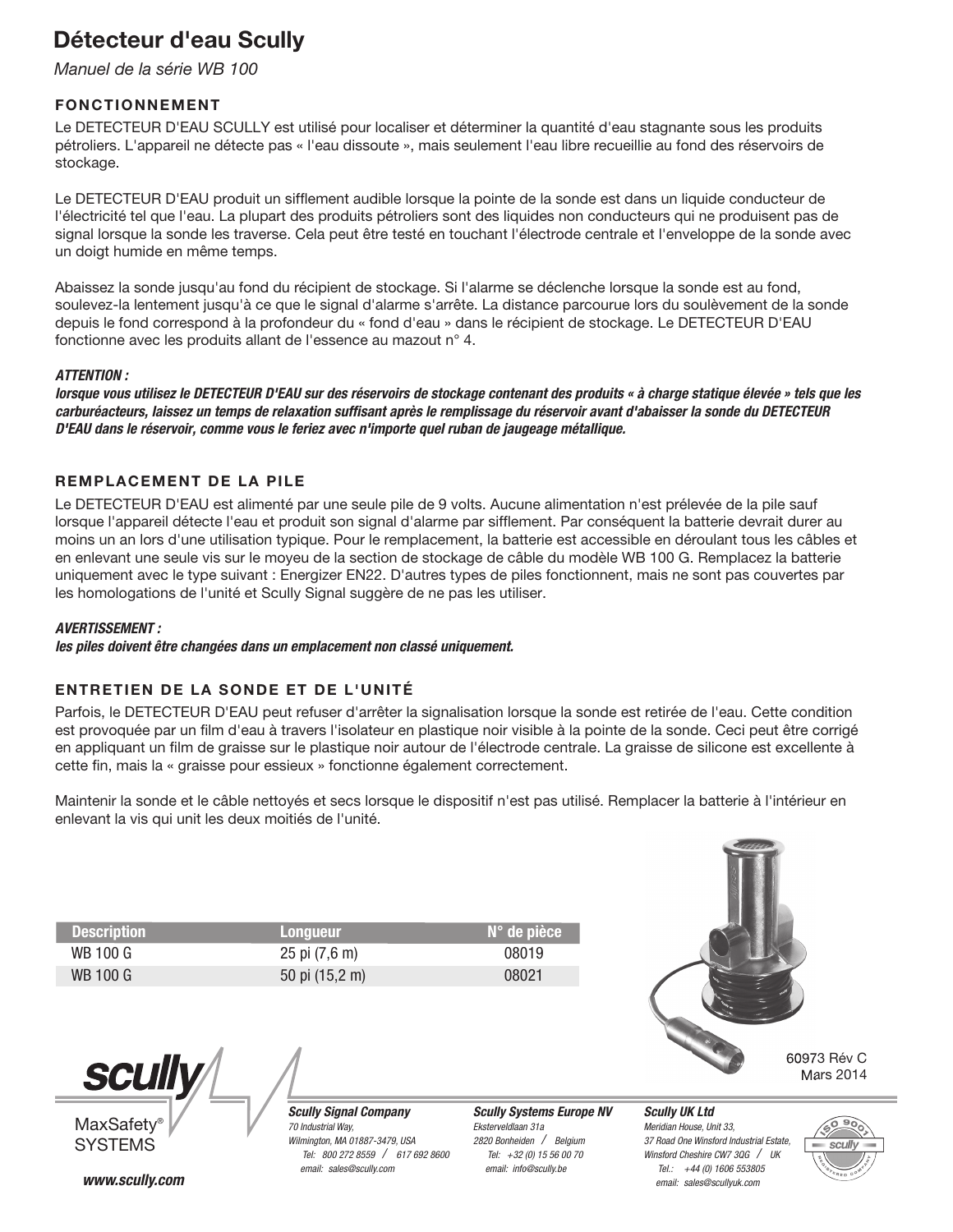# Détecteur d'eau Scully

*Manuel de la série WB 100*

## FONCTIONNEMENT

Le DETECTEUR D'EAU SCULLY est utilisé pour localiser et déterminer la quantité d'eau stagnante sous les produits pétroliers. L'appareil ne détecte pas « l'eau dissoute », mais seulement l'eau libre recueillie au fond des réservoirs de stockage.

Le DETECTEUR D'EAU produit un sifflement audible lorsque la pointe de la sonde est dans un liquide conducteur de l'électricité tel que l'eau. La plupart des produits pétroliers sont des liquides non conducteurs qui ne produisent pas de signal lorsque la sonde les traverse. Cela peut être testé en touchant l'électrode centrale et l'enveloppe de la sonde avec un doigt humide en même temps.

Abaissez la sonde jusqu'au fond du récipient de stockage. Si l'alarme se déclenche lorsque la sonde est au fond, soulevez-la lentement jusqu'à ce que le signal d'alarme s'arrête. La distance parcourue lors du soulèvement de la sonde depuis le fond correspond à la profondeur du « fond d'eau » dans le récipient de stockage. Le DETECTEUR D'EAU fonctionne avec les produits allant de l'essence au mazout n° 4.

***ATTENTION :***
***lorsque vous utilisez le DETECTEUR D'EAU sur des réservoirs de stockage contenant des produits « à charge statique élevée » tels que les carburéacteurs, laissez un temps de relaxation suffisant après le remplissage du réservoir avant d'abaisser la sonde du DETECTEUR D'EAU dans le réservoir, comme vous le feriez avec n'importe quel ruban de jaugeage métallique.***

## REMPLACEMENT DE LA PILE

Le DETECTEUR D'EAU est alimenté par une seule pile de 9 volts. Aucune alimentation n'est prélevée de la pile sauf lorsque l'appareil détecte l'eau et produit son signal d'alarme par sifflement. Par conséquent la batterie devrait durer au moins un an lors d'une utilisation typique. Pour le remplacement, la batterie est accessible en déroulant tous les câbles et en enlevant une seule vis sur le moyeu de la section de stockage de câble du modèle WB 100 G. Remplacez la batterie uniquement avec le type suivant : Energizer EN22. D'autres types de piles fonctionnent, mais ne sont pas couvertes par les homologations de l'unité et Scully Signal suggère de ne pas les utiliser.

***AVERTISSEMENT :***
***les piles doivent être changées dans un emplacement non classé uniquement.***

## ENTRETIEN DE LA SONDE ET DE L'UNITÉ

Parfois, le DETECTEUR D'EAU peut refuser d'arrêter la signalisation lorsque la sonde est retirée de l'eau. Cette condition est provoquée par un film d'eau à travers l'isolateur en plastique noir visible à la pointe de la sonde. Ceci peut être corrigé en appliquant un film de graisse sur le plastique noir autour de l'électrode centrale. La graisse de silicone est excellente à cette fin, mais la « graisse pour essieux » fonctionne également correctement.

Maintenir la sonde et le câble nettoyés et secs lorsque le dispositif n'est pas utilisé. Remplacer la batterie à l'intérieur en enlevant la vis qui unit les deux moitiés de l'unité.

| Description | Longueur | N° de pièce |
|---|---|---|
| WB 100 G | 25 pi (7,6 m) | 08019 |
| WB 100 G | 50 pi (15,2 m) | 08021 |

60973 Rév C
Mars 2014

scully
MaxSafety® SYSTEMS

www.scully.com

**Scully Signal Company**
70 Industrial Way,
Wilmington, MA 01887-3479, USA
Tel: 800 272 8559 / 617 692 8600
email: sales@scully.com

**Scully Systems Europe NV**
Eksterveldlaan 31a
2820 Bonheiden / Belgium
Tel: +32 (0) 15 56 00 70
email: info@scully.be

**Scully UK Ltd**
Meridian House, Unit 33,
37 Road One Winsford Industrial Estate,
Winsford Cheshire CW7 3QG / UK
Tel.: +44 (0) 1606 553805
email: sales@scullyuk.com